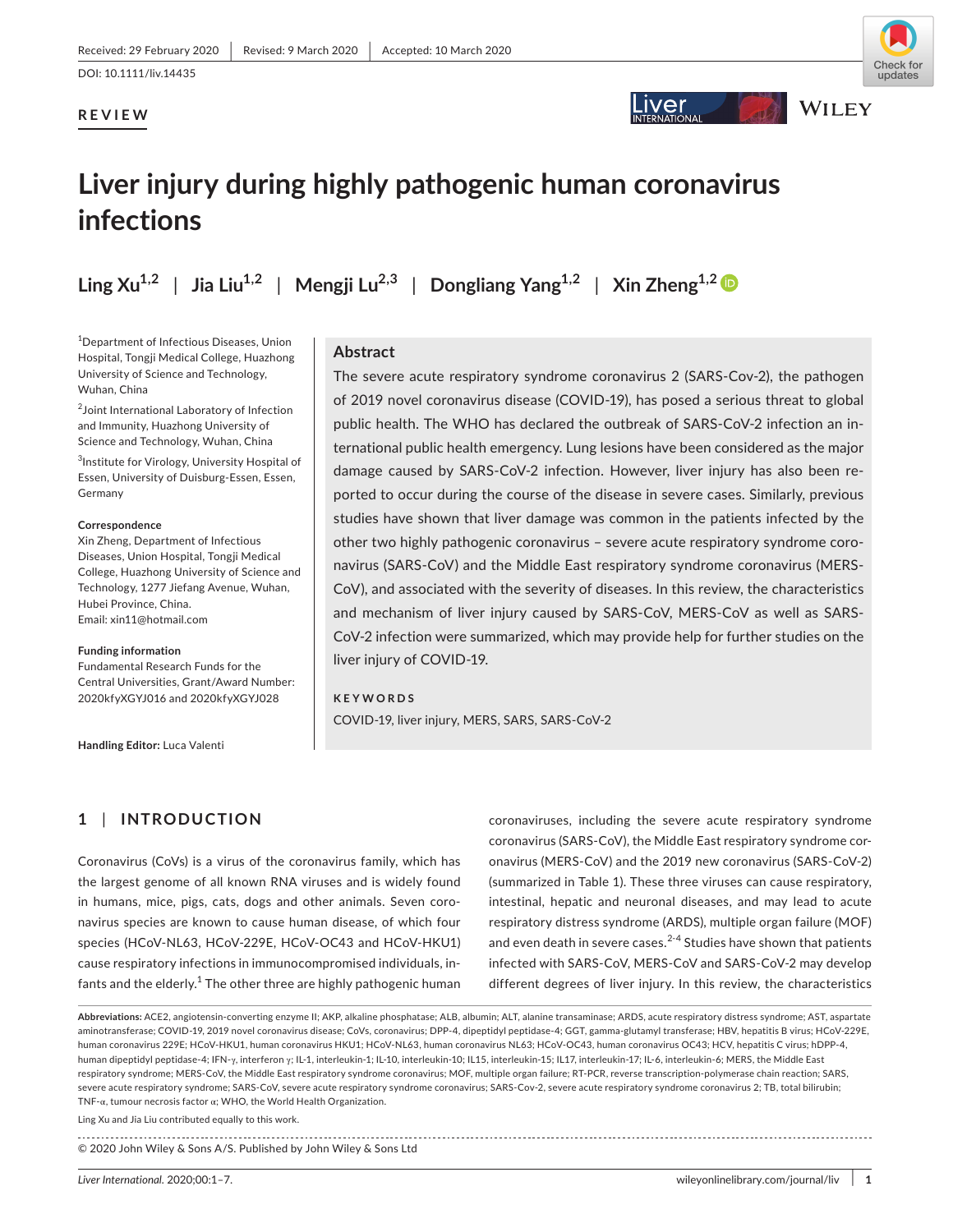Received: 29 February 2020 | Revised: 9 March 2020 | Accepted: 10 March 2020

DOI: 10.1111/liv.14435

**REVIEW**

# Liver injury during highly pathogenic human coronavirus infections

**Ling Xu[1,2] | Jia Liu[1,2] | Mengji Lu[2,3] | Dongliang Yang[1,2] | Xin Zheng[1,2]**

[1]Department of Infectious Diseases, Union Hospital, Tongji Medical College, Huazhong University of Science and Technology, Wuhan, China

[2]Joint International Laboratory of Infection and Immunity, Huazhong University of Science and Technology, Wuhan, China

[3]Institute for Virology, University Hospital of Essen, University of Duisburg-Essen, Essen, Germany

**Correspondence**
Xin Zheng, Department of Infectious Diseases, Union Hospital, Tongji Medical College, Huazhong University of Science and Technology, 1277 Jiefang Avenue, Wuhan, Hubei Province, China.
Email: xin11@hotmail.com

**Funding information**
Fundamental Research Funds for the Central Universities, Grant/Award Number: 2020kfyXGYJ016 and 2020kfyXGYJ028

**Handling Editor:** Luca Valenti

## Abstract

The severe acute respiratory syndrome coronavirus 2 (SARS-Cov-2), the pathogen of 2019 novel coronavirus disease (COVID-19), has posed a serious threat to global public health. The WHO has declared the outbreak of SARS-CoV-2 infection an international public health emergency. Lung lesions have been considered as the major damage caused by SARS-CoV-2 infection. However, liver injury has also been reported to occur during the course of the disease in severe cases. Similarly, previous studies have shown that liver damage was common in the patients infected by the other two highly pathogenic coronavirus – severe acute respiratory syndrome coronavirus (SARS-CoV) and the Middle East respiratory syndrome coronavirus (MERS-CoV), and associated with the severity of diseases. In this review, the characteristics and mechanism of liver injury caused by SARS-CoV, MERS-CoV as well as SARS-CoV-2 infection were summarized, which may provide help for further studies on the liver injury of COVID-19.

**KEYWORDS**

COVID-19, liver injury, MERS, SARS, SARS-CoV-2

## 1 | INTRODUCTION

Coronavirus (CoVs) is a virus of the coronavirus family, which has the largest genome of all known RNA viruses and is widely found in humans, mice, pigs, cats, dogs and other animals. Seven coronavirus species are known to cause human disease, of which four species (HCoV-NL63, HCoV-229E, HCoV-OC43 and HCoV-HKU1) cause respiratory infections in immunocompromised individuals, infants and the elderly.[1] The other three are highly pathogenic human coronaviruses, including the severe acute respiratory syndrome coronavirus (SARS-CoV), the Middle East respiratory syndrome coronavirus (MERS-CoV) and the 2019 new coronavirus (SARS-CoV-2) (summarized in Table 1). These three viruses can cause respiratory, intestinal, hepatic and neuronal diseases, and may lead to acute respiratory distress syndrome (ARDS), multiple organ failure (MOF) and even death in severe cases.[2-4] Studies have shown that patients infected with SARS-CoV, MERS-CoV and SARS-CoV-2 may develop different degrees of liver injury. In this review, the characteristics

**Abbreviations:** ACE2, angiotensin-converting enzyme II; AKP, alkaline phosphatase; ALB, albumin; ALT, alanine transaminase; ARDS, acute respiratory distress syndrome; AST, aspartate aminotransferase; COVID-19, 2019 novel coronavirus disease; CoVs, coronavirus; DPP-4, dipeptidyl peptidase-4; GGT, gamma-glutamyl transferase; HBV, hepatitis B virus; HCoV-229E, human coronavirus 229E; HCoV-HKU1, human coronavirus HKU1; HCoV-NL63, human coronavirus NL63; HCoV-OC43, human coronavirus OC43; HCV, hepatitis C virus; hDPP-4, human dipeptidyl peptidase-4; IFN-γ, interferon γ; IL-1, interleukin-1; IL-10, interleukin-10; IL15, interleukin-15; IL17, interleukin-17; IL-6, interleukin-6; MERS, the Middle East respiratory syndrome; MERS-CoV, the Middle East respiratory syndrome coronavirus; MOF, multiple organ failure; RT-PCR, reverse transcription-polymerase chain reaction; SARS, severe acute respiratory syndrome; SARS-CoV, severe acute respiratory syndrome coronavirus; SARS-Cov-2, severe acute respiratory syndrome coronavirus 2; TB, total bilirubin; TNF-α, tumour necrosis factor α; WHO, the World Health Organization.

Ling Xu and Jia Liu contributed equally to this work.

© 2020 John Wiley & Sons A/S. Published by John Wiley & Sons Ltd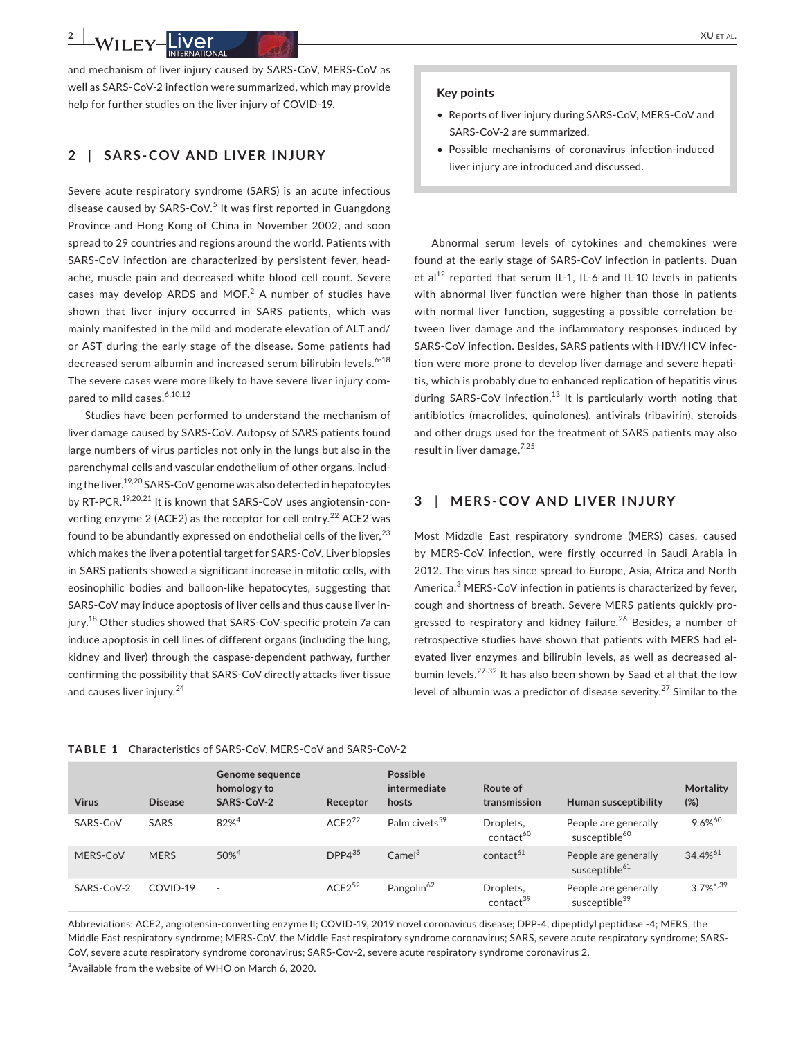and mechanism of liver injury caused by SARS-CoV, MERS-CoV as well as SARS-CoV-2 infection were summarized, which may provide help for further studies on the liver injury of COVID-19.

> **Key points**
>
> - Reports of liver injury during SARS-CoV, MERS-CoV and SARS-CoV-2 are summarized.
> - Possible mechanisms of coronavirus infection-induced liver injury are introduced and discussed.

## 2 | SARS-COV AND LIVER INJURY

Severe acute respiratory syndrome (SARS) is an acute infectious disease caused by SARS-CoV.[5] It was first reported in Guangdong Province and Hong Kong of China in November 2002, and soon spread to 29 countries and regions around the world. Patients with SARS-CoV infection are characterized by persistent fever, headache, muscle pain and decreased white blood cell count. Severe cases may develop ARDS and MOF.[2] A number of studies have shown that liver injury occurred in SARS patients, which was mainly manifested in the mild and moderate elevation of ALT and/or AST during the early stage of the disease. Some patients had decreased serum albumin and increased serum bilirubin levels.[6-18] The severe cases were more likely to have severe liver injury compared to mild cases.[6,10,12]

Studies have been performed to understand the mechanism of liver damage caused by SARS-CoV. Autopsy of SARS patients found large numbers of virus particles not only in the lungs but also in the parenchymal cells and vascular endothelium of other organs, including the liver.[19,20] SARS-CoV genome was also detected in hepatocytes by RT-PCR.[19,20,21] It is known that SARS-CoV uses angiotensin-converting enzyme 2 (ACE2) as the receptor for cell entry.[22] ACE2 was found to be abundantly expressed on endothelial cells of the liver,[23] which makes the liver a potential target for SARS-CoV. Liver biopsies in SARS patients showed a significant increase in mitotic cells, with eosinophilic bodies and balloon-like hepatocytes, suggesting that SARS-CoV may induce apoptosis of liver cells and thus cause liver injury.[18] Other studies showed that SARS-CoV-specific protein 7a can induce apoptosis in cell lines of different organs (including the lung, kidney and liver) through the caspase-dependent pathway, further confirming the possibility that SARS-CoV directly attacks liver tissue and causes liver injury.[24]

Abnormal serum levels of cytokines and chemokines were found at the early stage of SARS-CoV infection in patients. Duan et al[12] reported that serum IL-1, IL-6 and IL-10 levels in patients with abnormal liver function were higher than those in patients with normal liver function, suggesting a possible correlation between liver damage and the inflammatory responses induced by SARS-CoV infection. Besides, SARS patients with HBV/HCV infection were more prone to develop liver damage and severe hepatitis, which is probably due to enhanced replication of hepatitis virus during SARS-CoV infection.[13] It is particularly worth noting that antibiotics (macrolides, quinolones), antivirals (ribavirin), steroids and other drugs used for the treatment of SARS patients may also result in liver damage.[7,25]

## 3 | MERS-COV AND LIVER INJURY

Most Midzdle East respiratory syndrome (MERS) cases, caused by MERS-CoV infection, were firstly occurred in Saudi Arabia in 2012. The virus has since spread to Europe, Asia, Africa and North America.[3] MERS-CoV infection in patients is characterized by fever, cough and shortness of breath. Severe MERS patients quickly progressed to respiratory and kidney failure.[26] Besides, a number of retrospective studies have shown that patients with MERS had elevated liver enzymes and bilirubin levels, as well as decreased albumin levels.[27-32] It has also been shown by Saad et al that the low level of albumin was a predictor of disease severity.[27] Similar to the

**TABLE 1** Characteristics of SARS-CoV, MERS-CoV and SARS-CoV-2

| Virus | Disease | Genome sequence homology to SARS-CoV-2 | Receptor | Possible intermediate hosts | Route of transmission | Human susceptibility | Mortality (%) |
|---|---|---|---|---|---|---|---|
| SARS-CoV | SARS | 82%[4] | ACE2[22] | Palm civets[59] | Droplets, contact[60] | People are generally susceptible[60] | 9.6%[60] |
| MERS-CoV | MERS | 50%[4] | DPP4[35] | Camel[3] | contact[61] | People are generally susceptible[61] | 34.4%[61] |
| SARS-CoV-2 | COVID-19 | - | ACE2[52] | Pangolin[62] | Droplets, contact[39] | People are generally susceptible[39] | 3.7%[a,39] |

Abbreviations: ACE2, angiotensin-converting enzyme II; COVID-19, 2019 novel coronavirus disease; DPP-4, dipeptidyl peptidase -4; MERS, the Middle East respiratory syndrome; MERS-CoV, the Middle East respiratory syndrome coronavirus; SARS, severe acute respiratory syndrome; SARS-CoV, severe acute respiratory syndrome coronavirus; SARS-Cov-2, severe acute respiratory syndrome coronavirus 2.

[a]Available from the website of WHO on March 6, 2020.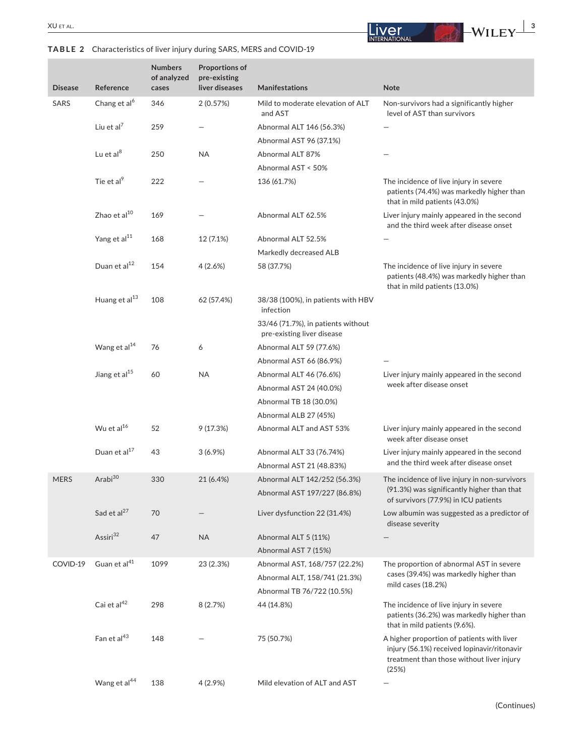**TABLE 2** Characteristics of liver injury during SARS, MERS and COVID-19

| Disease | Reference | Numbers of analyzed cases | Proportions of pre-existing liver diseases | Manifestations | Note |
|---|---|---|---|---|---|
| SARS | Chang et al[6] | 346 | 2 (0.57%) | Mild to moderate elevation of ALT and AST | Non-survivors had a significantly higher level of AST than survivors |
| | Liu et al[7] | 259 | — | Abnormal ALT 146 (56.3%)<br>Abnormal AST 96 (37.1%) | — |
| | Lu et al[8] | 250 | NA | Abnormal ALT 87%<br>Abnormal AST < 50% | — |
| | Tie et al[9] | 222 | — | 136 (61.7%) | The incidence of live injury in severe patients (74.4%) was markedly higher than that in mild patients (43.0%) |
| | Zhao et al[10] | 169 | — | Abnormal ALT 62.5% | Liver injury mainly appeared in the second and the third week after disease onset |
| | Yang et al[11] | 168 | 12 (7.1%) | Abnormal ALT 52.5%<br>Markedly decreased ALB | — |
| | Duan et al[12] | 154 | 4 (2.6%) | 58 (37.7%) | The incidence of live injury in severe patients (48.4%) was markedly higher than that in mild patients (13.0%) |
| | Huang et al[13] | 108 | 62 (57.4%) | 38/38 (100%), in patients with HBV infection<br>33/46 (71.7%), in patients without pre-existing liver disease | |
| | Wang et al[14] | 76 | 6 | Abnormal ALT 59 (77.6%)<br>Abnormal AST 66 (86.9%) | — |
| | Jiang et al[15] | 60 | NA | Abnormal ALT 46 (76.6%)<br>Abnormal AST 24 (40.0%)<br>Abnormal TB 18 (30.0%)<br>Abnormal ALB 27 (45%) | Liver injury mainly appeared in the second week after disease onset |
| | Wu et al[16] | 52 | 9 (17.3%) | Abnormal ALT and AST 53% | Liver injury mainly appeared in the second week after disease onset |
| | Duan et al[17] | 43 | 3 (6.9%) | Abnormal ALT 33 (76.74%)<br>Abnormal AST 21 (48.83%) | Liver injury mainly appeared in the second and the third week after disease onset |
| MERS | Arabi[30] | 330 | 21 (6.4%) | Abnormal ALT 142/252 (56.3%)<br>Abnormal AST 197/227 (86.8%) | The incidence of live injury in non-survivors (91.3%) was significantly higher than that of survivors (77.9%) in ICU patients |
| | Sad et al[27] | 70 | — | Liver dysfunction 22 (31.4%) | Low albumin was suggested as a predictor of disease severity |
| | Assiri[32] | 47 | NA | Abnormal ALT 5 (11%)<br>Abnormal AST 7 (15%) | — |
| COVID-19 | Guan et al[41] | 1099 | 23 (2.3%) | Abnormal AST, 168/757 (22.2%)<br>Abnormal ALT, 158/741 (21.3%)<br>Abnormal TB 76/722 (10.5%) | The proportion of abnormal AST in severe cases (39.4%) was markedly higher than mild cases (18.2%) |
| | Cai et al[42] | 298 | 8 (2.7%) | 44 (14.8%) | The incidence of live injury in severe patients (36.2%) was markedly higher than that in mild patients (9.6%). |
| | Fan et al[43] | 148 | — | 75 (50.7%) | A higher proportion of patients with liver injury (56.1%) received lopinavir/ritonavir treatment than those without liver injury (25%) |
| | Wang et al[44] | 138 | 4 (2.9%) | Mild elevation of ALT and AST | — |

(Continues)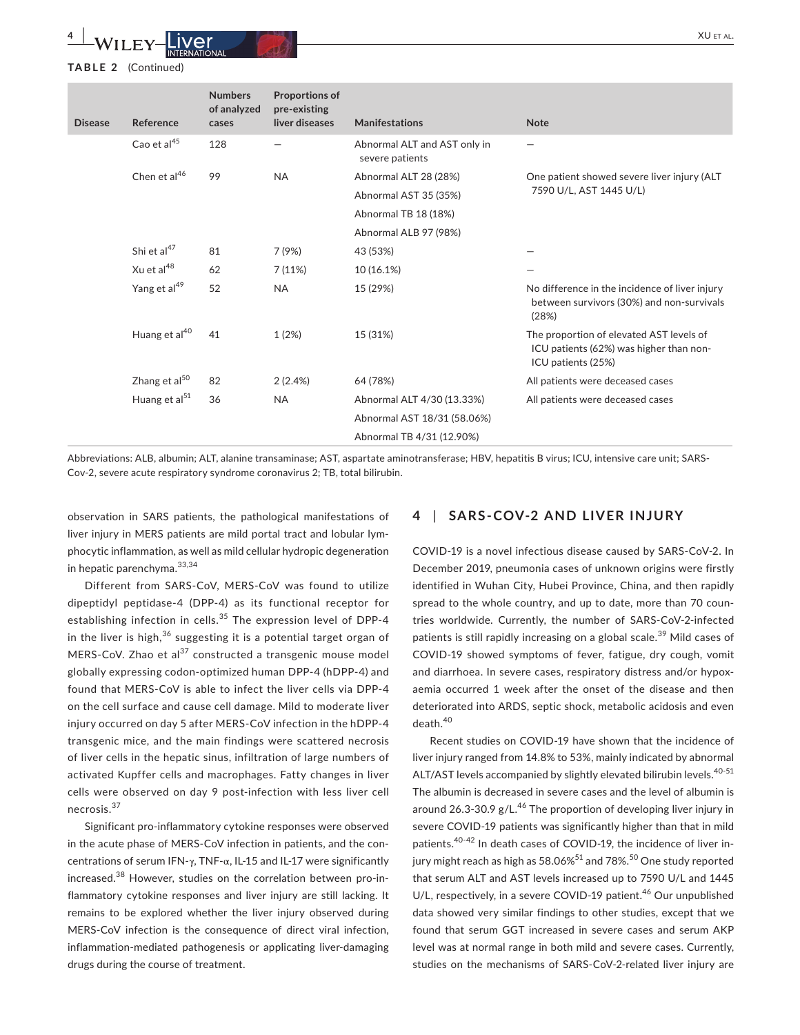**TABLE 2** (Continued)

| Disease | Reference | Numbers of analyzed cases | Proportions of pre-existing liver diseases | Manifestations | Note |
|---|---|---|---|---|---|
| | Cao et al[45] | 128 | — | Abnormal ALT and AST only in severe patients | — |
| | Chen et al[46] | 99 | NA | Abnormal ALT 28 (28%)<br>Abnormal AST 35 (35%)<br>Abnormal TB 18 (18%)<br>Abnormal ALB 97 (98%) | One patient showed severe liver injury (ALT 7590 U/L, AST 1445 U/L) |
| | Shi et al[47] | 81 | 7 (9%) | 43 (53%) | — |
| | Xu et al[48] | 62 | 7 (11%) | 10 (16.1%) | — |
| | Yang et al[49] | 52 | NA | 15 (29%) | No difference in the incidence of liver injury between survivors (30%) and non-survivals (28%) |
| | Huang et al[40] | 41 | 1 (2%) | 15 (31%) | The proportion of elevated AST levels of ICU patients (62%) was higher than non-ICU patients (25%) |
| | Zhang et al[50] | 82 | 2 (2.4%) | 64 (78%) | All patients were deceased cases |
| | Huang et al[51] | 36 | NA | Abnormal ALT 4/30 (13.33%)<br>Abnormal AST 18/31 (58.06%)<br>Abnormal TB 4/31 (12.90%) | All patients were deceased cases |

Abbreviations: ALB, albumin; ALT, alanine transaminase; AST, aspartate aminotransferase; HBV, hepatitis B virus; ICU, intensive care unit; SARS-Cov-2, severe acute respiratory syndrome coronavirus 2; TB, total bilirubin.

observation in SARS patients, the pathological manifestations of liver injury in MERS patients are mild portal tract and lobular lymphocytic inflammation, as well as mild cellular hydropic degeneration in hepatic parenchyma.[33,34]

Different from SARS-CoV, MERS-CoV was found to utilize dipeptidyl peptidase-4 (DPP-4) as its functional receptor for establishing infection in cells.[35] The expression level of DPP-4 in the liver is high,[36] suggesting it is a potential target organ of MERS-CoV. Zhao et al[37] constructed a transgenic mouse model globally expressing codon-optimized human DPP-4 (hDPP-4) and found that MERS-CoV is able to infect the liver cells via DPP-4 on the cell surface and cause cell damage. Mild to moderate liver injury occurred on day 5 after MERS-CoV infection in the hDPP-4 transgenic mice, and the main findings were scattered necrosis of liver cells in the hepatic sinus, infiltration of large numbers of activated Kupffer cells and macrophages. Fatty changes in liver cells were observed on day 9 post-infection with less liver cell necrosis.[37]

Significant pro-inflammatory cytokine responses were observed in the acute phase of MERS-CoV infection in patients, and the concentrations of serum IFN-γ, TNF-α, IL-15 and IL-17 were significantly increased.[38] However, studies on the correlation between pro-inflammatory cytokine responses and liver injury are still lacking. It remains to be explored whether the liver injury observed during MERS-CoV infection is the consequence of direct viral infection, inflammation-mediated pathogenesis or applicating liver-damaging drugs during the course of treatment.

## 4 | SARS-COV-2 AND LIVER INJURY

COVID-19 is a novel infectious disease caused by SARS-CoV-2. In December 2019, pneumonia cases of unknown origins were firstly identified in Wuhan City, Hubei Province, China, and then rapidly spread to the whole country, and up to date, more than 70 countries worldwide. Currently, the number of SARS-CoV-2-infected patients is still rapidly increasing on a global scale.[39] Mild cases of COVID-19 showed symptoms of fever, fatigue, dry cough, vomit and diarrhoea. In severe cases, respiratory distress and/or hypoxaemia occurred 1 week after the onset of the disease and then deteriorated into ARDS, septic shock, metabolic acidosis and even death.[40]

Recent studies on COVID-19 have shown that the incidence of liver injury ranged from 14.8% to 53%, mainly indicated by abnormal ALT/AST levels accompanied by slightly elevated bilirubin levels.[40-51] The albumin is decreased in severe cases and the level of albumin is around 26.3-30.9 g/L.[46] The proportion of developing liver injury in severe COVID-19 patients was significantly higher than that in mild patients.[40-42] In death cases of COVID-19, the incidence of liver injury might reach as high as 58.06%[51] and 78%.[50] One study reported that serum ALT and AST levels increased up to 7590 U/L and 1445 U/L, respectively, in a severe COVID-19 patient.[46] Our unpublished data showed very similar findings to other studies, except that we found that serum GGT increased in severe cases and serum AKP level was at normal range in both mild and severe cases. Currently, studies on the mechanisms of SARS-CoV-2-related liver injury are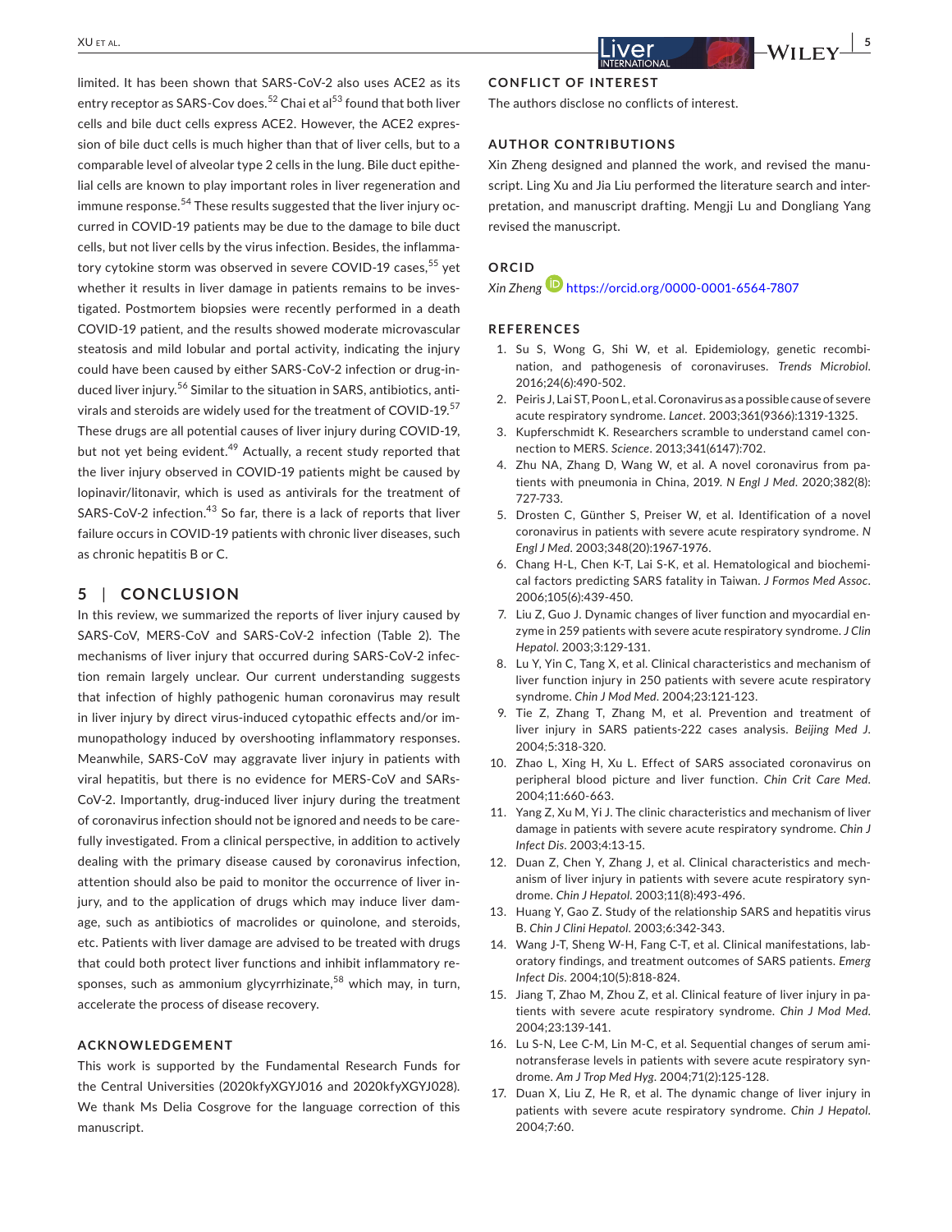limited. It has been shown that SARS-CoV-2 also uses ACE2 as its entry receptor as SARS-Cov does.[52] Chai et al[53] found that both liver cells and bile duct cells express ACE2. However, the ACE2 expression of bile duct cells is much higher than that of liver cells, but to a comparable level of alveolar type 2 cells in the lung. Bile duct epithelial cells are known to play important roles in liver regeneration and immune response.[54] These results suggested that the liver injury occurred in COVID-19 patients may be due to the damage to bile duct cells, but not liver cells by the virus infection. Besides, the inflammatory cytokine storm was observed in severe COVID-19 cases,[55] yet whether it results in liver damage in patients remains to be investigated. Postmortem biopsies were recently performed in a death COVID-19 patient, and the results showed moderate microvascular steatosis and mild lobular and portal activity, indicating the injury could have been caused by either SARS-CoV-2 infection or drug-induced liver injury.[56] Similar to the situation in SARS, antibiotics, antivirals and steroids are widely used for the treatment of COVID-19.[57] These drugs are all potential causes of liver injury during COVID-19, but not yet being evident.[49] Actually, a recent study reported that the liver injury observed in COVID-19 patients might be caused by lopinavir/litonavir, which is used as antivirals for the treatment of SARS-CoV-2 infection.[43] So far, there is a lack of reports that liver failure occurs in COVID-19 patients with chronic liver diseases, such as chronic hepatitis B or C.

## 5 | CONCLUSION

In this review, we summarized the reports of liver injury caused by SARS-CoV, MERS-CoV and SARS-CoV-2 infection (Table 2). The mechanisms of liver injury that occurred during SARS-CoV-2 infection remain largely unclear. Our current understanding suggests that infection of highly pathogenic human coronavirus may result in liver injury by direct virus-induced cytopathic effects and/or immunopathology induced by overshooting inflammatory responses. Meanwhile, SARS-CoV may aggravate liver injury in patients with viral hepatitis, but there is no evidence for MERS-CoV and SARs-CoV-2. Importantly, drug-induced liver injury during the treatment of coronavirus infection should not be ignored and needs to be carefully investigated. From a clinical perspective, in addition to actively dealing with the primary disease caused by coronavirus infection, attention should also be paid to monitor the occurrence of liver injury, and to the application of drugs which may induce liver damage, such as antibiotics of macrolides or quinolone, and steroids, etc. Patients with liver damage are advised to be treated with drugs that could both protect liver functions and inhibit inflammatory responses, such as ammonium glycyrrhizinate,[58] which may, in turn, accelerate the process of disease recovery.

### ACKNOWLEDGEMENT

This work is supported by the Fundamental Research Funds for the Central Universities (2020kfyXGYJ016 and 2020kfyXGYJ028). We thank Ms Delia Cosgrove for the language correction of this manuscript.

### CONFLICT OF INTEREST

The authors disclose no conflicts of interest.

### AUTHOR CONTRIBUTIONS

Xin Zheng designed and planned the work, and revised the manuscript. Ling Xu and Jia Liu performed the literature search and interpretation, and manuscript drafting. Mengji Lu and Dongliang Yang revised the manuscript.

### ORCID

*Xin Zheng* https://orcid.org/0000-0001-6564-7807

### REFERENCES

1. Su S, Wong G, Shi W, et al. Epidemiology, genetic recombination, and pathogenesis of coronaviruses. *Trends Microbiol*. 2016;24(6):490-502.
2. Peiris J, Lai ST, Poon L, et al. Coronavirus as a possible cause of severe acute respiratory syndrome. *Lancet*. 2003;361(9366):1319-1325.
3. Kupferschmidt K. Researchers scramble to understand camel connection to MERS. *Science*. 2013;341(6147):702.
4. Zhu NA, Zhang D, Wang W, et al. A novel coronavirus from patients with pneumonia in China, 2019. *N Engl J Med*. 2020;382(8):727-733.
5. Drosten C, Günther S, Preiser W, et al. Identification of a novel coronavirus in patients with severe acute respiratory syndrome. *N Engl J Med*. 2003;348(20):1967-1976.
6. Chang H-L, Chen K-T, Lai S-K, et al. Hematological and biochemical factors predicting SARS fatality in Taiwan. *J Formos Med Assoc*. 2006;105(6):439-450.
7. Liu Z, Guo J. Dynamic changes of liver function and myocardial enzyme in 259 patients with severe acute respiratory syndrome. *J Clin Hepatol*. 2003;3:129-131.
8. Lu Y, Yin C, Tang X, et al. Clinical characteristics and mechanism of liver function injury in 250 patients with severe acute respiratory syndrome. *Chin J Mod Med*. 2004;23:121-123.
9. Tie Z, Zhang T, Zhang M, et al. Prevention and treatment of liver injury in SARS patients-222 cases analysis. *Beijing Med J*. 2004;5:318-320.
10. Zhao L, Xing H, Xu L. Effect of SARS associated coronavirus on peripheral blood picture and liver function. *Chin Crit Care Med*. 2004;11:660-663.
11. Yang Z, Xu M, Yi J. The clinic characteristics and mechanism of liver damage in patients with severe acute respiratory syndrome. *Chin J Infect Dis*. 2003;4:13-15.
12. Duan Z, Chen Y, Zhang J, et al. Clinical characteristics and mechanism of liver injury in patients with severe acute respiratory syndrome. *Chin J Hepatol*. 2003;11(8):493-496.
13. Huang Y, Gao Z. Study of the relationship SARS and hepatitis virus B. *Chin J Clini Hepatol*. 2003;6:342-343.
14. Wang J-T, Sheng W-H, Fang C-T, et al. Clinical manifestations, laboratory findings, and treatment outcomes of SARS patients. *Emerg Infect Dis*. 2004;10(5):818-824.
15. Jiang T, Zhao M, Zhou Z, et al. Clinical feature of liver injury in patients with severe acute respiratory syndrome. *Chin J Mod Med*. 2004;23:139-141.
16. Lu S-N, Lee C-M, Lin M-C, et al. Sequential changes of serum aminotransferase levels in patients with severe acute respiratory syndrome. *Am J Trop Med Hyg*. 2004;71(2):125-128.
17. Duan X, Liu Z, He R, et al. The dynamic change of liver injury in patients with severe acute respiratory syndrome. *Chin J Hepatol*. 2004;7:60.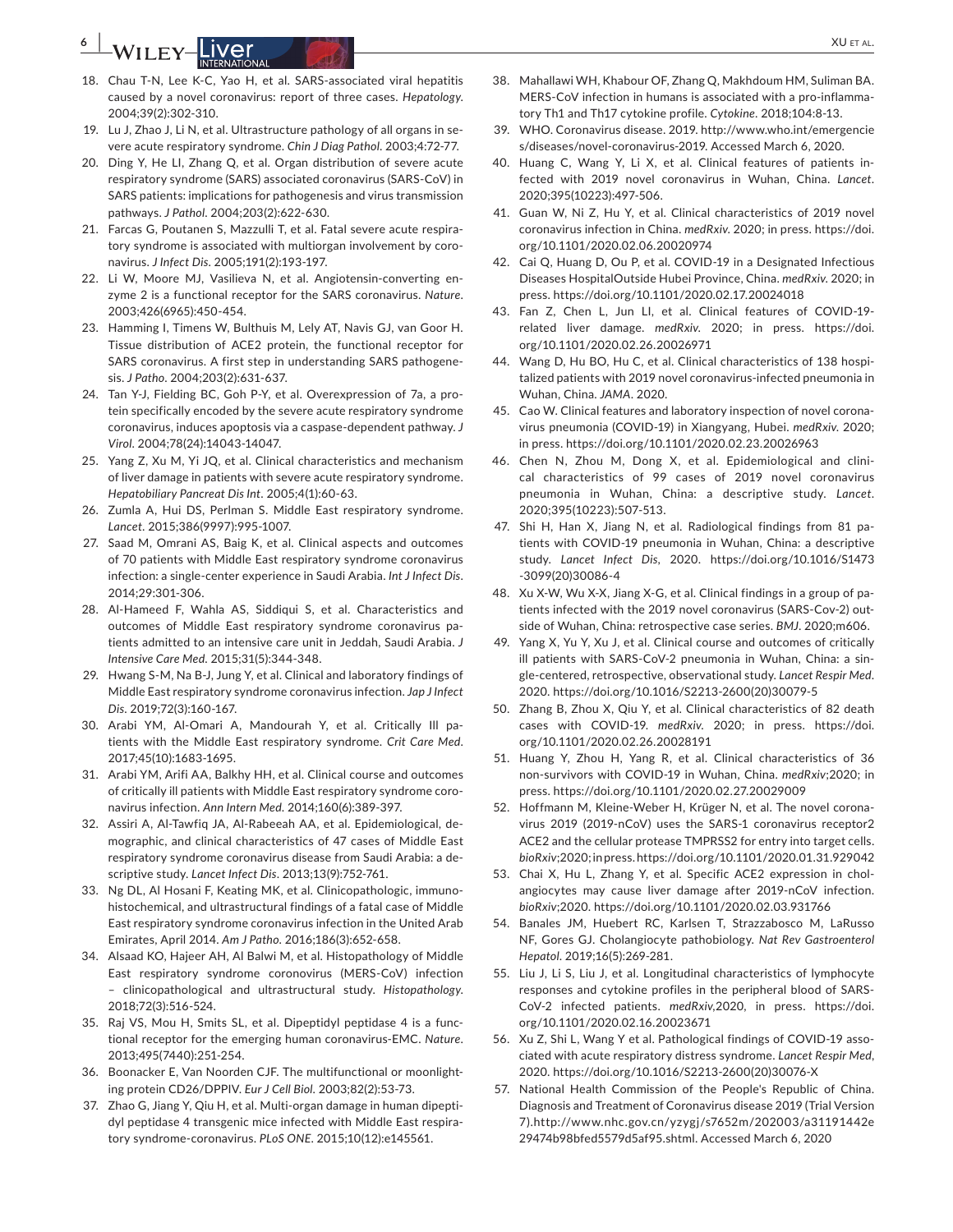18. Chau T-N, Lee K-C, Yao H, et al. SARS-associated viral hepatitis caused by a novel coronavirus: report of three cases. *Hepatology*. 2004;39(2):302-310.
19. Lu J, Zhao J, Li N, et al. Ultrastructure pathology of all organs in severe acute respiratory syndrome. *Chin J Diag Pathol*. 2003;4:72-77.
20. Ding Y, He LI, Zhang Q, et al. Organ distribution of severe acute respiratory syndrome (SARS) associated coronavirus (SARS-CoV) in SARS patients: implications for pathogenesis and virus transmission pathways. *J Pathol*. 2004;203(2):622-630.
21. Farcas G, Poutanen S, Mazzulli T, et al. Fatal severe acute respiratory syndrome is associated with multiorgan involvement by coronavirus. *J Infect Dis*. 2005;191(2):193-197.
22. Li W, Moore MJ, Vasilieva N, et al. Angiotensin-converting enzyme 2 is a functional receptor for the SARS coronavirus. *Nature*. 2003;426(6965):450-454.
23. Hamming I, Timens W, Bulthuis M, Lely AT, Navis GJ, van Goor H. Tissue distribution of ACE2 protein, the functional receptor for SARS coronavirus. A first step in understanding SARS pathogenesis. *J Patho*. 2004;203(2):631-637.
24. Tan Y-J, Fielding BC, Goh P-Y, et al. Overexpression of 7a, a protein specifically encoded by the severe acute respiratory syndrome coronavirus, induces apoptosis via a caspase-dependent pathway. *J Virol*. 2004;78(24):14043-14047.
25. Yang Z, Xu M, Yi JQ, et al. Clinical characteristics and mechanism of liver damage in patients with severe acute respiratory syndrome. *Hepatobiliary Pancreat Dis Int*. 2005;4(1):60-63.
26. Zumla A, Hui DS, Perlman S. Middle East respiratory syndrome. *Lancet*. 2015;386(9997):995-1007.
27. Saad M, Omrani AS, Baig K, et al. Clinical aspects and outcomes of 70 patients with Middle East respiratory syndrome coronavirus infection: a single-center experience in Saudi Arabia. *Int J Infect Dis*. 2014;29:301-306.
28. Al-Hameed F, Wahla AS, Siddiqui S, et al. Characteristics and outcomes of Middle East respiratory syndrome coronavirus patients admitted to an intensive care unit in Jeddah, Saudi Arabia. *J Intensive Care Med*. 2015;31(5):344-348.
29. Hwang S-M, Na B-J, Jung Y, et al. Clinical and laboratory findings of Middle East respiratory syndrome coronavirus infection. *Jap J Infect Dis*. 2019;72(3):160-167.
30. Arabi YM, Al-Omari A, Mandourah Y, et al. Critically Ill patients with the Middle East respiratory syndrome. *Crit Care Med*. 2017;45(10):1683-1695.
31. Arabi YM, Arifi AA, Balkhy HH, et al. Clinical course and outcomes of critically ill patients with Middle East respiratory syndrome coronavirus infection. *Ann Intern Med*. 2014;160(6):389-397.
32. Assiri A, Al-Tawfiq JA, Al-Rabeeah AA, et al. Epidemiological, demographic, and clinical characteristics of 47 cases of Middle East respiratory syndrome coronavirus disease from Saudi Arabia: a descriptive study. *Lancet Infect Dis*. 2013;13(9):752-761.
33. Ng DL, Al Hosani F, Keating MK, et al. Clinicopathologic, immunohistochemical, and ultrastructural findings of a fatal case of Middle East respiratory syndrome coronavirus infection in the United Arab Emirates, April 2014. *Am J Patho*. 2016;186(3):652-658.
34. Alsaad KO, Hajeer AH, Al Balwi M, et al. Histopathology of Middle East respiratory syndrome coronovirus (MERS-CoV) infection – clinicopathological and ultrastructural study. *Histopathology*. 2018;72(3):516-524.
35. Raj VS, Mou H, Smits SL, et al. Dipeptidyl peptidase 4 is a functional receptor for the emerging human coronavirus-EMC. *Nature*. 2013;495(7440):251-254.
36. Boonacker E, Van Noorden CJF. The multifunctional or moonlighting protein CD26/DPPIV. *Eur J Cell Biol*. 2003;82(2):53-73.
37. Zhao G, Jiang Y, Qiu H, et al. Multi-organ damage in human dipeptidyl peptidase 4 transgenic mice infected with Middle East respiratory syndrome-coronavirus. *PLoS ONE*. 2015;10(12):e145561.
38. Mahallawi WH, Khabour OF, Zhang Q, Makhdoum HM, Suliman BA. MERS-CoV infection in humans is associated with a pro-inflammatory Th1 and Th17 cytokine profile. *Cytokine*. 2018;104:8-13.
39. WHO. Coronavirus disease. 2019. http://www.who.int/emergencies/diseases/novel-coronavirus-2019. Accessed March 6, 2020.
40. Huang C, Wang Y, Li X, et al. Clinical features of patients infected with 2019 novel coronavirus in Wuhan, China. *Lancet*. 2020;395(10223):497-506.
41. Guan W, Ni Z, Hu Y, et al. Clinical characteristics of 2019 novel coronavirus infection in China. *medRxiv*. 2020; in press. https://doi.org/10.1101/2020.02.06.20020974
42. Cai Q, Huang D, Ou P, et al. COVID-19 in a Designated Infectious Diseases HospitalOutside Hubei Province, China. *medRxiv*. 2020; in press. https://doi.org/10.1101/2020.02.17.20024018
43. Fan Z, Chen L, Jun LI, et al. Clinical features of COVID-19-related liver damage. *medRxiv*. 2020; in press. https://doi.org/10.1101/2020.02.26.20026971
44. Wang D, Hu BO, Hu C, et al. Clinical characteristics of 138 hospitalized patients with 2019 novel coronavirus-infected pneumonia in Wuhan, China. *JAMA*. 2020.
45. Cao W. Clinical features and laboratory inspection of novel coronavirus pneumonia (COVID-19) in Xiangyang, Hubei. *medRxiv*. 2020; in press. https://doi.org/10.1101/2020.02.23.20026963
46. Chen N, Zhou M, Dong X, et al. Epidemiological and clinical characteristics of 99 cases of 2019 novel coronavirus pneumonia in Wuhan, China: a descriptive study. *Lancet*. 2020;395(10223):507-513.
47. Shi H, Han X, Jiang N, et al. Radiological findings from 81 patients with COVID-19 pneumonia in Wuhan, China: a descriptive study. *Lancet Infect Dis*, 2020. https://doi.org/10.1016/S1473-3099(20)30086-4
48. Xu X-W, Wu X-X, Jiang X-G, et al. Clinical findings in a group of patients infected with the 2019 novel coronavirus (SARS-Cov-2) outside of Wuhan, China: retrospective case series. *BMJ*. 2020;m606.
49. Yang X, Yu Y, Xu J, et al. Clinical course and outcomes of critically ill patients with SARS-CoV-2 pneumonia in Wuhan, China: a single-centered, retrospective, observational study. *Lancet Respir Med*. 2020. https://doi.org/10.1016/S2213-2600(20)30079-5
50. Zhang B, Zhou X, Qiu Y, et al. Clinical characteristics of 82 death cases with COVID-19. *medRxiv*. 2020; in press. https://doi.org/10.1101/2020.02.26.20028191
51. Huang Y, Zhou H, Yang R, et al. Clinical characteristics of 36 non-survivors with COVID-19 in Wuhan, China. *medRxiv*;2020; in press. https://doi.org/10.1101/2020.02.27.20029009
52. Hoffmann M, Kleine-Weber H, Krüger N, et al. The novel coronavirus 2019 (2019-nCoV) uses the SARS-1 coronavirus receptor2 ACE2 and the cellular protease TMPRSS2 for entry into target cells. *bioRxiv*;2020; in press. https://doi.org/10.1101/2020.01.31.929042
53. Chai X, Hu L, Zhang Y, et al. Specific ACE2 expression in cholangiocytes may cause liver damage after 2019-nCoV infection. *bioRxiv*;2020. https://doi.org/10.1101/2020.02.03.931766
54. Banales JM, Huebert RC, Karlsen T, Strazzabosco M, LaRusso NF, Gores GJ. Cholangiocyte pathobiology. *Nat Rev Gastroenterol Hepatol*. 2019;16(5):269-281.
55. Liu J, Li S, Liu J, et al. Longitudinal characteristics of lymphocyte responses and cytokine profiles in the peripheral blood of SARS-CoV-2 infected patients. *medRxiv*,2020, in press. https://doi.org/10.1101/2020.02.16.20023671
56. Xu Z, Shi L, Wang Y et al. Pathological findings of COVID-19 associated with acute respiratory distress syndrome. *Lancet Respir Med*, 2020. https://doi.org/10.1016/S2213-2600(20)30076-X
57. National Health Commission of the People's Republic of China. Diagnosis and Treatment of Coronavirus disease 2019 (Trial Version 7).http://www.nhc.gov.cn/yzygj/s7652m/202003/a31191442e29474b98bfed5579d5af95.shtml. Accessed March 6, 2020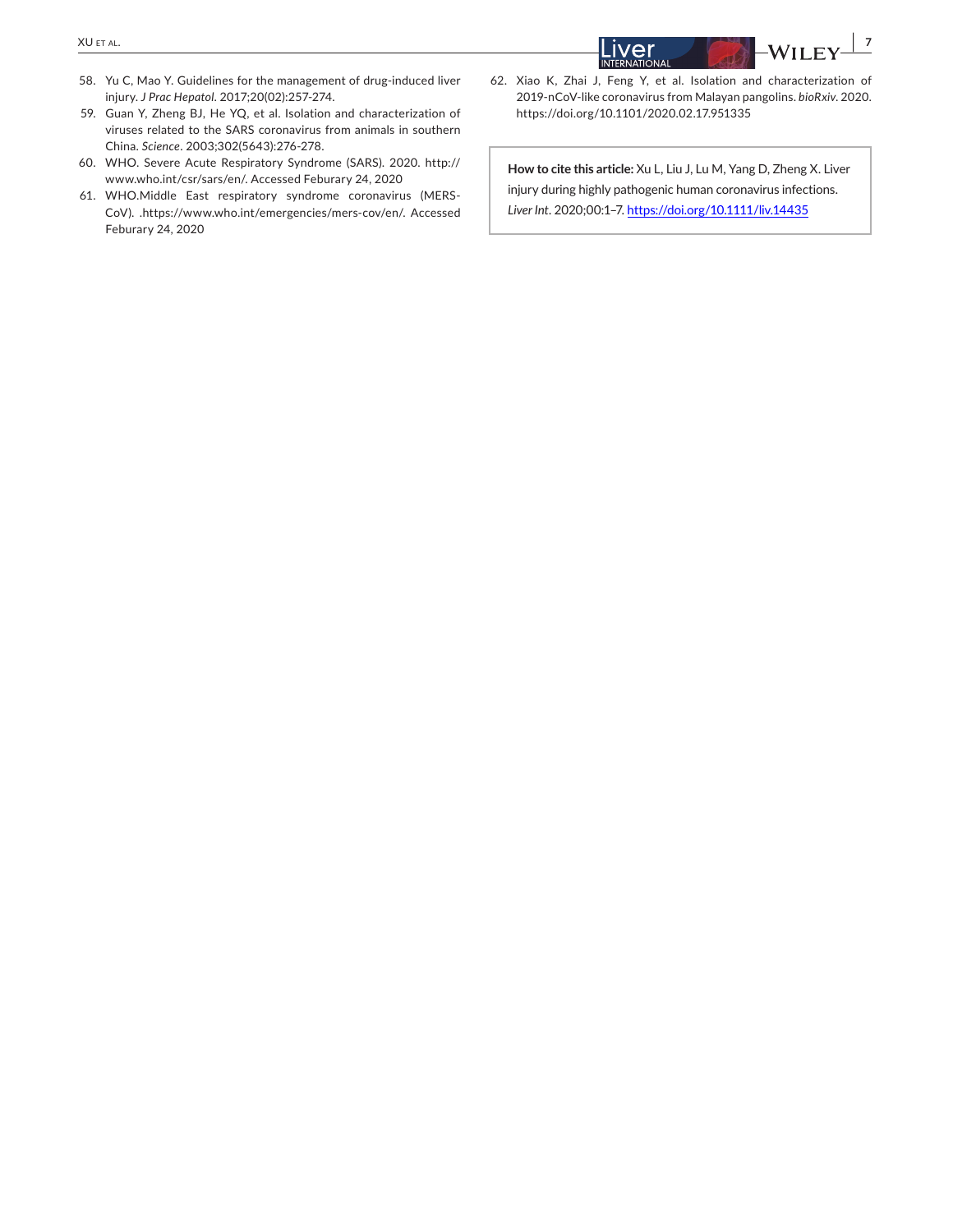58. Yu C, Mao Y. Guidelines for the management of drug-induced liver injury. *J Prac Hepatol*. 2017;20(02):257-274.
59. Guan Y, Zheng BJ, He YQ, et al. Isolation and characterization of viruses related to the SARS coronavirus from animals in southern China. *Science*. 2003;302(5643):276-278.
60. WHO. Severe Acute Respiratory Syndrome (SARS). 2020. http://www.who.int/csr/sars/en/. Accessed Feburary 24, 2020
61. WHO.Middle East respiratory syndrome coronavirus (MERS-CoV). .https://www.who.int/emergencies/mers-cov/en/. Accessed Feburary 24, 2020
62. Xiao K, Zhai J, Feng Y, et al. Isolation and characterization of 2019-nCoV-like coronavirus from Malayan pangolins. *bioRxiv*. 2020. https://doi.org/10.1101/2020.02.17.951335

**How to cite this article:** Xu L, Liu J, Lu M, Yang D, Zheng X. Liver injury during highly pathogenic human coronavirus infections. *Liver Int*. 2020;00:1–7. https://doi.org/10.1111/liv.14435